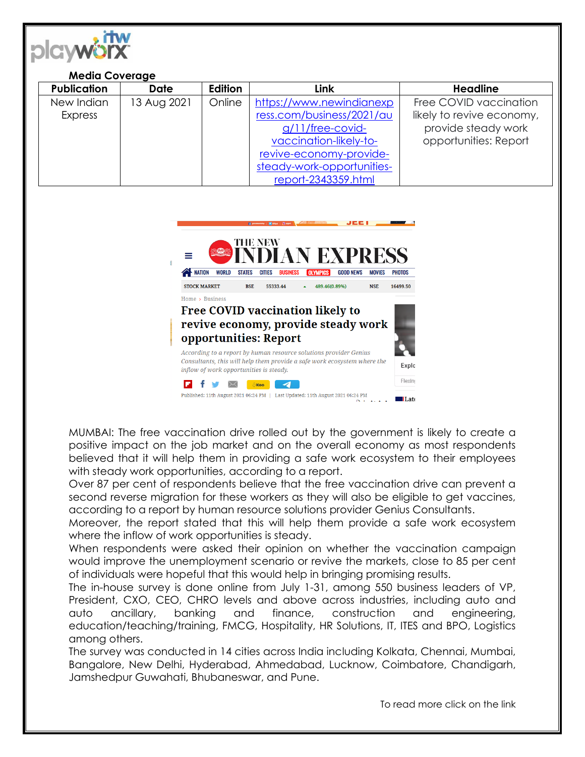**Media Coverage**

| Publication | Date | Edition | Link | Headline |
| --- | --- | --- | --- | --- |
| New Indian Express | 13 Aug 2021 | Online | https://www.newindianexpress.com/business/2021/aug/11/free-covid-vaccination-likely-to-revive-economy-provide-steady-work-opportunities-report-2343359.html | Free COVID vaccination likely to revive economy, provide steady work opportunities: Report |

MUMBAI: The free vaccination drive rolled out by the government is likely to create a positive impact on the job market and on the overall economy as most respondents believed that it will help them in providing a safe work ecosystem to their employees with steady work opportunities, according to a report.

Over 87 per cent of respondents believe that the free vaccination drive can prevent a second reverse migration for these workers as they will also be eligible to get vaccines, according to a report by human resource solutions provider Genius Consultants.

Moreover, the report stated that this will help them provide a safe work ecosystem where the inflow of work opportunities is steady.

When respondents were asked their opinion on whether the vaccination campaign would improve the unemployment scenario or revive the markets, close to 85 per cent of individuals were hopeful that this would help in bringing promising results.

The in-house survey is done online from July 1-31, among 550 business leaders of VP, President, CXO, CEO, CHRO levels and above across industries, including auto and auto ancillary, banking and finance, construction and engineering, education/teaching/training, FMCG, Hospitality, HR Solutions, IT, ITES and BPO, Logistics among others.

The survey was conducted in 14 cities across India including Kolkata, Chennai, Mumbai, Bangalore, New Delhi, Hyderabad, Ahmedabad, Lucknow, Coimbatore, Chandigarh, Jamshedpur Guwahati, Bhubaneswar, and Pune.

To read more click on the link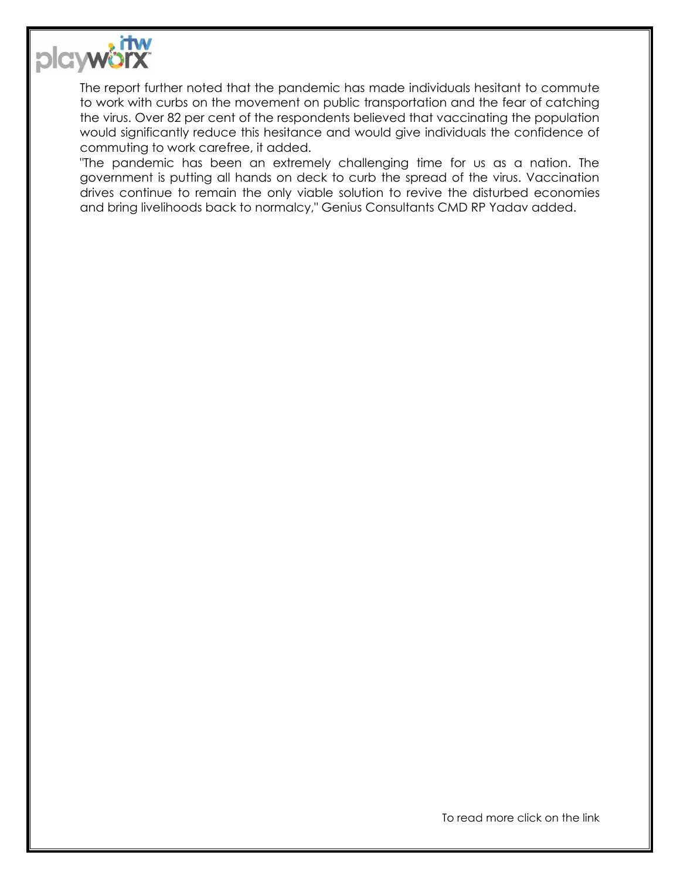The report further noted that the pandemic has made individuals hesitant to commute to work with curbs on the movement on public transportation and the fear of catching the virus. Over 82 per cent of the respondents believed that vaccinating the population would significantly reduce this hesitance and would give individuals the confidence of commuting to work carefree, it added.

"The pandemic has been an extremely challenging time for us as a nation. The government is putting all hands on deck to curb the spread of the virus. Vaccination drives continue to remain the only viable solution to revive the disturbed economies and bring livelihoods back to normalcy," Genius Consultants CMD RP Yadav added.

To read more click on the link